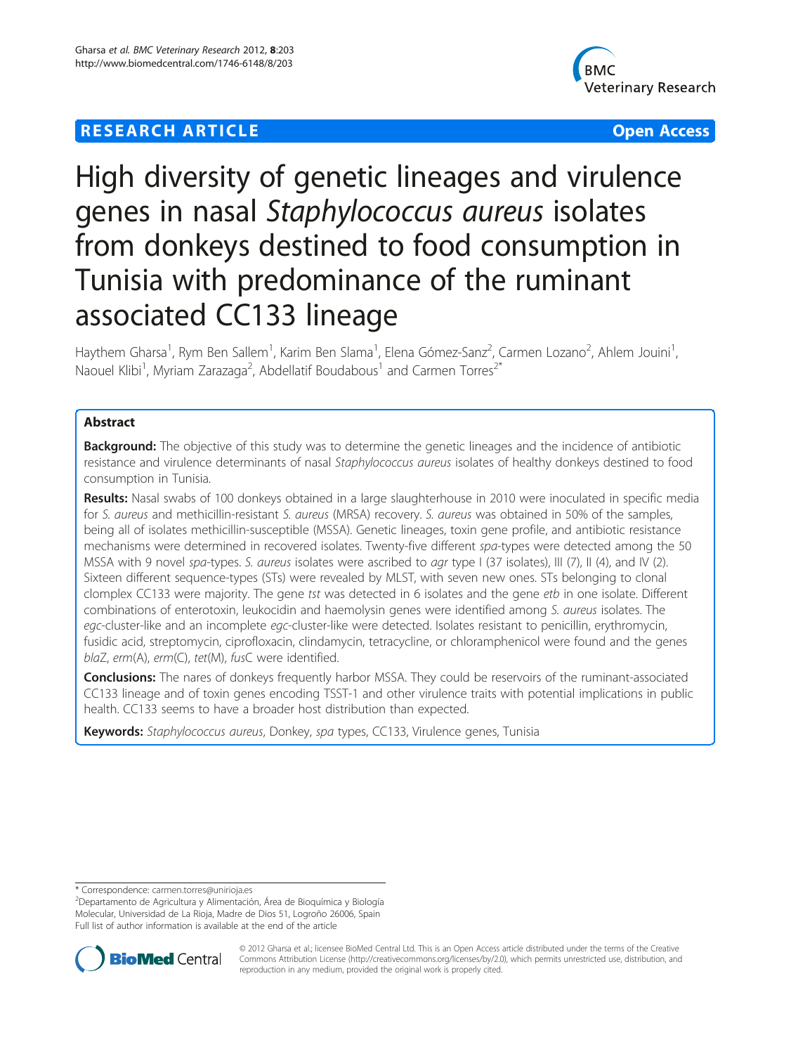**RESEARCH ARTICLE** **Open Access**

# High diversity of genetic lineages and virulence genes in nasal *Staphylococcus aureus* isolates from donkeys destined to food consumption in Tunisia with predominance of the ruminant associated CC133 lineage

Haythem Gharsa[1], Rym Ben Sallem[1], Karim Ben Slama[1], Elena Gómez-Sanz[2], Carmen Lozano[2], Ahlem Jouini[1], Naouel Klibi[1], Myriam Zarazaga[2], Abdellatif Boudabous[1] and Carmen Torres[2*]

## Abstract

**Background:** The objective of this study was to determine the genetic lineages and the incidence of antibiotic resistance and virulence determinants of nasal *Staphylococcus aureus* isolates of healthy donkeys destined to food consumption in Tunisia.

**Results:** Nasal swabs of 100 donkeys obtained in a large slaughterhouse in 2010 were inoculated in specific media for *S. aureus* and methicillin-resistant *S. aureus* (MRSA) recovery. *S. aureus* was obtained in 50% of the samples, being all of isolates methicillin-susceptible (MSSA). Genetic lineages, toxin gene profile, and antibiotic resistance mechanisms were determined in recovered isolates. Twenty-five different *spa*-types were detected among the 50 MSSA with 9 novel *spa*-types. *S. aureus* isolates were ascribed to *agr* type I (37 isolates), III (7), II (4), and IV (2). Sixteen different sequence-types (STs) were revealed by MLST, with seven new ones. STs belonging to clonal clomplex CC133 were majority. The gene *tst* was detected in 6 isolates and the gene *etb* in one isolate. Different combinations of enterotoxin, leukocidin and haemolysin genes were identified among *S. aureus* isolates. The *egc*-cluster-like and an incomplete *egc*-cluster-like were detected. Isolates resistant to penicillin, erythromycin, fusidic acid, streptomycin, ciprofloxacin, clindamycin, tetracycline, or chloramphenicol were found and the genes *blaZ*, *erm*(A), *erm*(C), *tet*(M), *fusC* were identified.

**Conclusions:** The nares of donkeys frequently harbor MSSA. They could be reservoirs of the ruminant-associated CC133 lineage and of toxin genes encoding TSST-1 and other virulence traits with potential implications in public health. CC133 seems to have a broader host distribution than expected.

**Keywords:** *Staphylococcus aureus*, Donkey, *spa* types, CC133, Virulence genes, Tunisia

---

* Correspondence: carmen.torres@unirioja.es
[2]Departamento de Agricultura y Alimentación, Área de Bioquímica y Biología Molecular, Universidad de La Rioja, Madre de Dios 51, Logroño 26006, Spain
Full list of author information is available at the end of the article

© 2012 Gharsa et al.; licensee BioMed Central Ltd. This is an Open Access article distributed under the terms of the Creative Commons Attribution License (http://creativecommons.org/licenses/by/2.0), which permits unrestricted use, distribution, and reproduction in any medium, provided the original work is properly cited.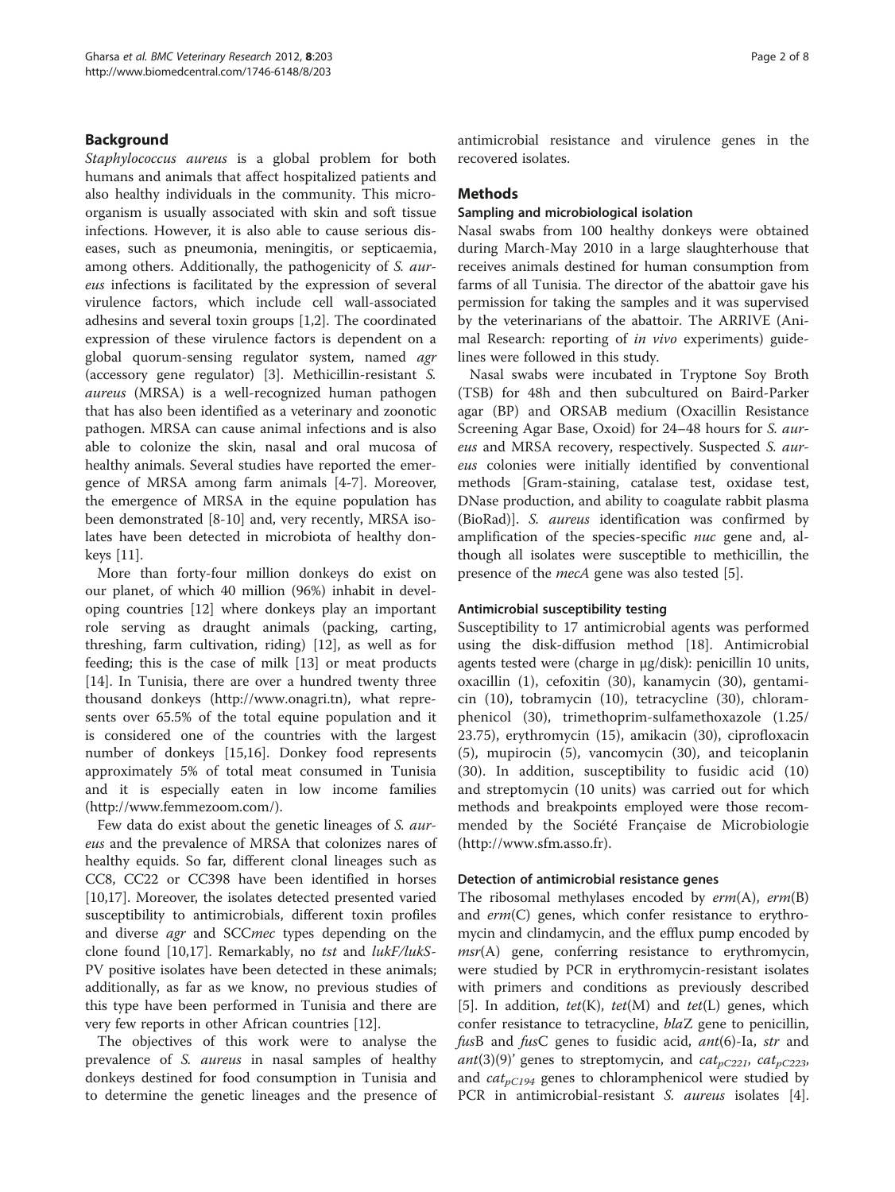## Background

*Staphylococcus aureus* is a global problem for both humans and animals that affect hospitalized patients and also healthy individuals in the community. This microorganism is usually associated with skin and soft tissue infections. However, it is also able to cause serious diseases, such as pneumonia, meningitis, or septicaemia, among others. Additionally, the pathogenicity of *S. aureus* infections is facilitated by the expression of several virulence factors, which include cell wall-associated adhesins and several toxin groups [1,2]. The coordinated expression of these virulence factors is dependent on a global quorum-sensing regulator system, named *agr* (accessory gene regulator) [3]. Methicillin-resistant *S. aureus* (MRSA) is a well-recognized human pathogen that has also been identified as a veterinary and zoonotic pathogen. MRSA can cause animal infections and is also able to colonize the skin, nasal and oral mucosa of healthy animals. Several studies have reported the emergence of MRSA among farm animals [4-7]. Moreover, the emergence of MRSA in the equine population has been demonstrated [8-10] and, very recently, MRSA isolates have been detected in microbiota of healthy donkeys [11].

More than forty-four million donkeys do exist on our planet, of which 40 million (96%) inhabit in developing countries [12] where donkeys play an important role serving as draught animals (packing, carting, threshing, farm cultivation, riding) [12], as well as for feeding; this is the case of milk [13] or meat products [14]. In Tunisia, there are over a hundred twenty three thousand donkeys (http://www.onagri.tn), what represents over 65.5% of the total equine population and it is considered one of the countries with the largest number of donkeys [15,16]. Donkey food represents approximately 5% of total meat consumed in Tunisia and it is especially eaten in low income families (http://www.femmezoom.com/).

Few data do exist about the genetic lineages of *S. aureus* and the prevalence of MRSA that colonizes nares of healthy equids. So far, different clonal lineages such as CC8, CC22 or CC398 have been identified in horses [10,17]. Moreover, the isolates detected presented varied susceptibility to antimicrobials, different toxin profiles and diverse *agr* and SCC*mec* types depending on the clone found [10,17]. Remarkably, no *tst* and *lukF/lukS*-PV positive isolates have been detected in these animals; additionally, as far as we know, no previous studies of this type have been performed in Tunisia and there are very few reports in other African countries [12].

The objectives of this work were to analyse the prevalence of *S. aureus* in nasal samples of healthy donkeys destined for food consumption in Tunisia and to determine the genetic lineages and the presence of antimicrobial resistance and virulence genes in the recovered isolates.

## Methods

### Sampling and microbiological isolation

Nasal swabs from 100 healthy donkeys were obtained during March-May 2010 in a large slaughterhouse that receives animals destined for human consumption from farms of all Tunisia. The director of the abattoir gave his permission for taking the samples and it was supervised by the veterinarians of the abattoir. The ARRIVE (Animal Research: reporting of *in vivo* experiments) guidelines were followed in this study.

Nasal swabs were incubated in Tryptone Soy Broth (TSB) for 48h and then subcultured on Baird-Parker agar (BP) and ORSAB medium (Oxacillin Resistance Screening Agar Base, Oxoid) for 24–48 hours for *S. aureus* and MRSA recovery, respectively. Suspected *S. aureus* colonies were initially identified by conventional methods [Gram-staining, catalase test, oxidase test, DNase production, and ability to coagulate rabbit plasma (BioRad)]. *S. aureus* identification was confirmed by amplification of the species-specific *nuc* gene and, although all isolates were susceptible to methicillin, the presence of the *mecA* gene was also tested [5].

### Antimicrobial susceptibility testing

Susceptibility to 17 antimicrobial agents was performed using the disk-diffusion method [18]. Antimicrobial agents tested were (charge in μg/disk): penicillin 10 units, oxacillin (1), cefoxitin (30), kanamycin (30), gentamicin (10), tobramycin (10), tetracycline (30), chloramphenicol (30), trimethoprim-sulfamethoxazole (1.25/23.75), erythromycin (15), amikacin (30), ciprofloxacin (5), mupirocin (5), vancomycin (30), and teicoplanin (30). In addition, susceptibility to fusidic acid (10) and streptomycin (10 units) was carried out for which methods and breakpoints employed were those recommended by the Société Française de Microbiologie (http://www.sfm.asso.fr).

### Detection of antimicrobial resistance genes

The ribosomal methylases encoded by *erm*(A), *erm*(B) and *erm*(C) genes, which confer resistance to erythromycin and clindamycin, and the efflux pump encoded by *msr*(A) gene, conferring resistance to erythromycin, were studied by PCR in erythromycin-resistant isolates with primers and conditions as previously described [5]. In addition, *tet*(K), *tet*(M) and *tet*(L) genes, which confer resistance to tetracycline, *blaZ* gene to penicillin, *fus*B and *fus*C genes to fusidic acid, *ant*(6)-Ia, *str* and *ant*(3)(9)' genes to streptomycin, and $cat_{pC221}$, $cat_{pC223}$, and $cat_{pC194}$ genes to chloramphenicol were studied by PCR in antimicrobial-resistant *S. aureus* isolates [4].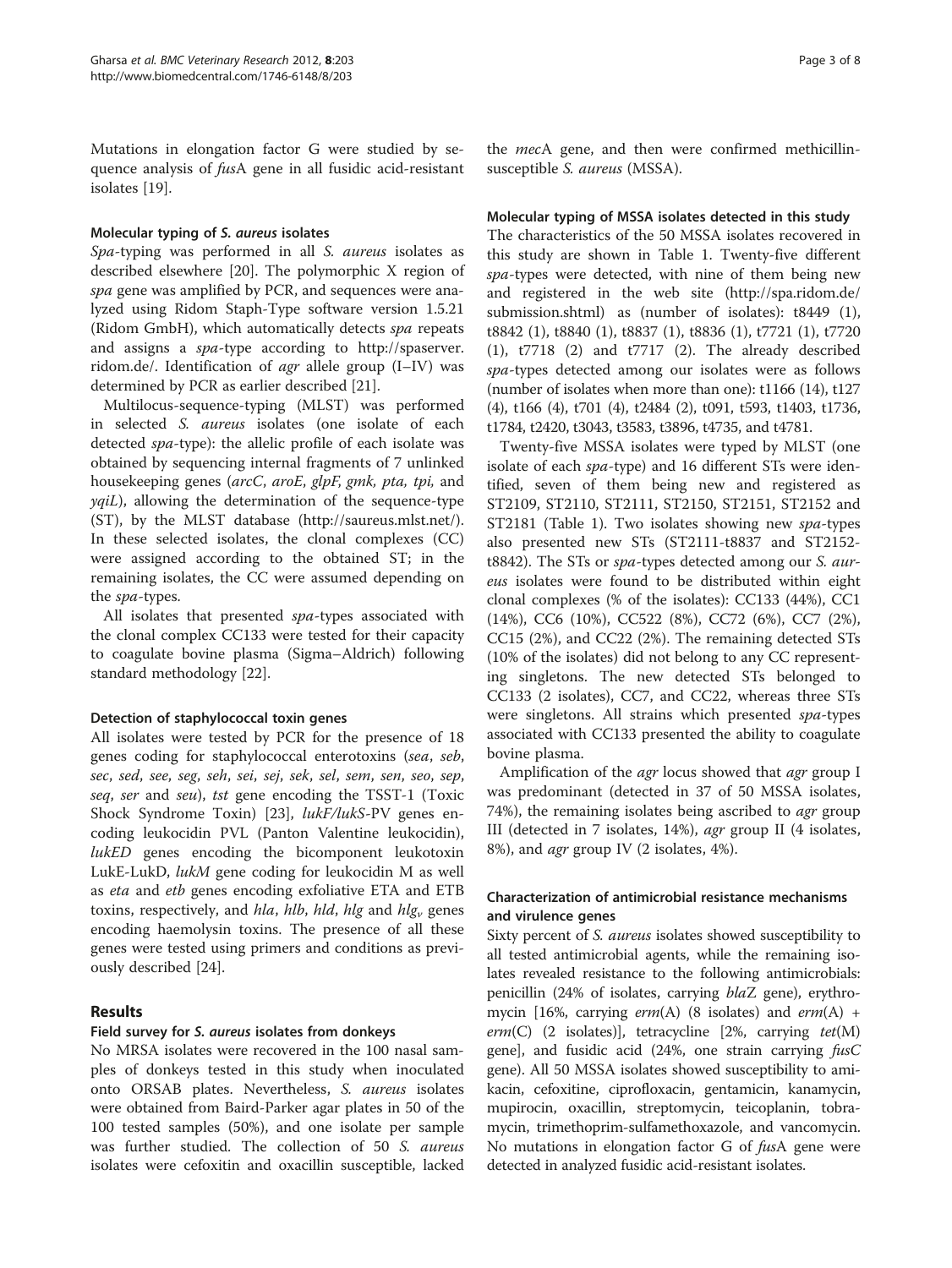Mutations in elongation factor G were studied by sequence analysis of *fus*A gene in all fusidic acid-resistant isolates [19].

#### Molecular typing of *S. aureus* isolates

*Spa*-typing was performed in all *S. aureus* isolates as described elsewhere [20]. The polymorphic X region of *spa* gene was amplified by PCR, and sequences were analyzed using Ridom Staph-Type software version 1.5.21 (Ridom GmbH), which automatically detects *spa* repeats and assigns a *spa*-type according to http://spaserver.ridom.de/. Identification of *agr* allele group (I–IV) was determined by PCR as earlier described [21].

Multilocus-sequence-typing (MLST) was performed in selected *S. aureus* isolates (one isolate of each detected *spa*-type): the allelic profile of each isolate was obtained by sequencing internal fragments of 7 unlinked housekeeping genes (*arcC*, *aroE*, *glpF*, *gmk*, *pta*, *tpi*, and *yqiL*), allowing the determination of the sequence-type (ST), by the MLST database (http://saureus.mlst.net/). In these selected isolates, the clonal complexes (CC) were assigned according to the obtained ST; in the remaining isolates, the CC were assumed depending on the *spa*-types.

All isolates that presented *spa*-types associated with the clonal complex CC133 were tested for their capacity to coagulate bovine plasma (Sigma–Aldrich) following standard methodology [22].

#### Detection of staphylococcal toxin genes

All isolates were tested by PCR for the presence of 18 genes coding for staphylococcal enterotoxins (*sea*, *seb*, *sec*, *sed*, *see*, *seg*, *seh*, *sei*, *sej*, *sek*, *sel*, *sem*, *sen*, *seo*, *sep*, *seq*, *ser* and *seu*), *tst* gene encoding the TSST-1 (Toxic Shock Syndrome Toxin) [23], *lukF/lukS*-PV genes encoding leukocidin PVL (Panton Valentine leukocidin), *lukED* genes encoding the bicomponent leukotoxin LukE-LukD, *lukM* gene coding for leukocidin M as well as *eta* and *etb* genes encoding exfoliative ETA and ETB toxins, respectively, and *hla*, *hlb*, *hld*, *hlg* and $hlg_v$ genes encoding haemolysin toxins. The presence of all these genes were tested using primers and conditions as previously described [24].

## Results

#### Field survey for *S. aureus* isolates from donkeys

No MRSA isolates were recovered in the 100 nasal samples of donkeys tested in this study when inoculated onto ORSAB plates. Nevertheless, *S. aureus* isolates were obtained from Baird-Parker agar plates in 50 of the 100 tested samples (50%), and one isolate per sample was further studied. The collection of 50 *S. aureus* isolates were cefoxitin and oxacillin susceptible, lacked the *mec*A gene, and then were confirmed methicillin-susceptible *S. aureus* (MSSA).

#### Molecular typing of MSSA isolates detected in this study

The characteristics of the 50 MSSA isolates recovered in this study are shown in Table 1. Twenty-five different *spa*-types were detected, with nine of them being new and registered in the web site (http://spa.ridom.de/submission.shtml) as (number of isolates): t8449 (1), t8842 (1), t8840 (1), t8837 (1), t8836 (1), t7721 (1), t7720 (1), t7718 (2) and t7717 (2). The already described *spa*-types detected among our isolates were as follows (number of isolates when more than one): t1166 (14), t127 (4), t166 (4), t701 (4), t2484 (2), t091, t593, t1403, t1736, t1784, t2420, t3043, t3583, t3896, t4735, and t4781.

Twenty-five MSSA isolates were typed by MLST (one isolate of each *spa*-type) and 16 different STs were identified, seven of them being new and registered as ST2109, ST2110, ST2111, ST2150, ST2151, ST2152 and ST2181 (Table 1). Two isolates showing new *spa*-types also presented new STs (ST2111-t8837 and ST2152-t8842). The STs or *spa*-types detected among our *S. aureus* isolates were found to be distributed within eight clonal complexes (% of the isolates): CC133 (44%), CC1 (14%), CC6 (10%), CC522 (8%), CC72 (6%), CC7 (2%), CC15 (2%), and CC22 (2%). The remaining detected STs (10% of the isolates) did not belong to any CC representing singletons. The new detected STs belonged to CC133 (2 isolates), CC7, and CC22, whereas three STs were singletons. All strains which presented *spa*-types associated with CC133 presented the ability to coagulate bovine plasma.

Amplification of the *agr* locus showed that *agr* group I was predominant (detected in 37 of 50 MSSA isolates, 74%), the remaining isolates being ascribed to *agr* group III (detected in 7 isolates, 14%), *agr* group II (4 isolates, 8%), and *agr* group IV (2 isolates, 4%).

#### Characterization of antimicrobial resistance mechanisms and virulence genes

Sixty percent of *S. aureus* isolates showed susceptibility to all tested antimicrobial agents, while the remaining isolates revealed resistance to the following antimicrobials: penicillin (24% of isolates, carrying *bla*Z gene), erythromycin [16%, carrying *erm*(A) (8 isolates) and *erm*(A) + *erm*(C) (2 isolates)], tetracycline [2%, carrying *tet*(M) gene], and fusidic acid (24%, one strain carrying *fusC* gene). All 50 MSSA isolates showed susceptibility to amikacin, cefoxitine, ciprofloxacin, gentamicin, kanamycin, mupirocin, oxacillin, streptomycin, teicoplanin, tobramycin, trimethoprim-sulfamethoxazole, and vancomycin. No mutations in elongation factor G of *fus*A gene were detected in analyzed fusidic acid-resistant isolates.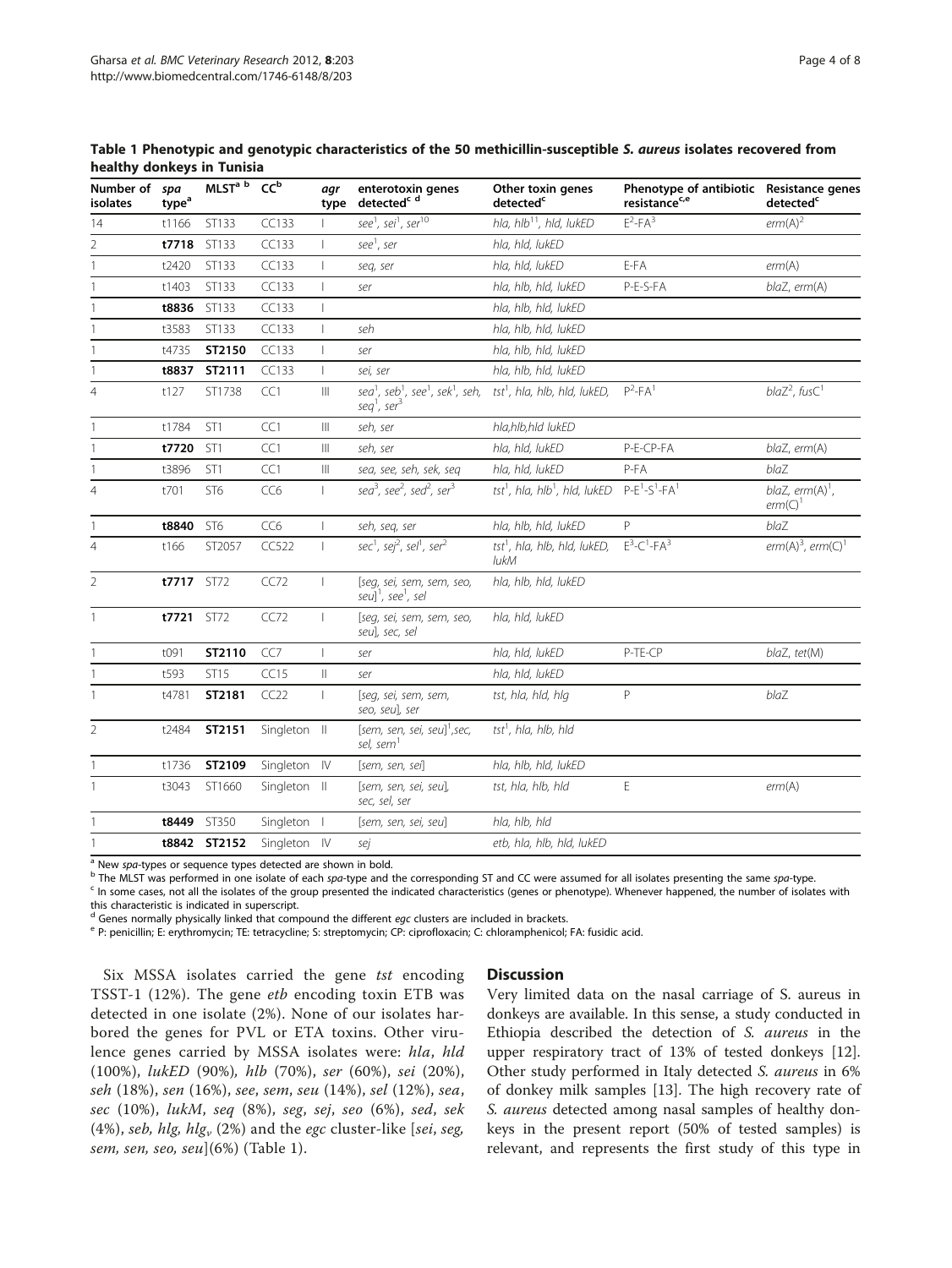**Table 1 Phenotypic and genotypic characteristics of the 50 methicillin-susceptible *S. aureus* isolates recovered from healthy donkeys in Tunisia**

| Number of isolates | *spa* type[a] | MLST[a b] | CC[b] | *agr* type | enterotoxin genes detected[c d] | Other toxin genes detected[c] | Phenotype of antibiotic resistance[c,e] | Resistance genes detected[c] |
|---|---|---|---|---|---|---|---|---|
| 14 | t1166 | ST133 | CC133 | I | *see*[1], *sei*[1], *ser*[10] | *hla*, *hlb*[11], *hld*, *lukED* | E[2]-FA[3] | *erm*(A)[2] |
| 2 | **t7718** | ST133 | CC133 | I | *see*[1], *ser* | *hla*, *hld*, *lukED* | | |
| 1 | t2420 | ST133 | CC133 | I | *seq*, *ser* | *hla*, *hld*, *lukED* | E-FA | *erm*(A) |
| 1 | t1403 | ST133 | CC133 | I | *ser* | *hla*, *hlb*, *hld*, *lukED* | P-E-S-FA | *blaZ*, *erm*(A) |
| 1 | **t8836** | ST133 | CC133 | I | | *hla*, *hlb*, *hld*, *lukED* | | |
| 1 | t3583 | ST133 | CC133 | I | *seh* | *hla*, *hlb*, *hld*, *lukED* | | |
| 1 | t4735 | **ST2150** | CC133 | I | *ser* | *hla*, *hlb*, *hld*, *lukED* | | |
| 1 | **t8837** | **ST2111** | CC133 | I | *sei*, *ser* | *hla*, *hlb*, *hld*, *lukED* | | |
| 4 | t127 | ST1738 | CC1 | III | *sea*[1], *seb*[1], *see*[1], *sek*[1], *seh*, *seq*[1], *ser*[3] | *tst*[1], *hla*, *hlb*, *hld*, *lukED*, | P[2]-FA[1] | *blaZ*[2], *fusC*[1] |
| 1 | t1784 | ST1 | CC1 | III | *seh*, *ser* | *hla*,*hlb*,*hld* *lukED* | | |
| 1 | **t7720** | ST1 | CC1 | III | *seh*, *ser* | *hla*, *hld*, *lukED* | P-E-CP-FA | *blaZ*, *erm*(A) |
| 1 | t3896 | ST1 | CC1 | III | *sea*, *see*, *seh*, *sek*, *seq* | *hla*, *hld*, *lukED* | P-FA | *blaZ* |
| 4 | t701 | ST6 | CC6 | I | *sea*[3], *see*[2], *sed*[2], *ser*[3] | *tst*[1], *hla*, *hlb*[1], *hld*, *lukED* | P-E[1]-S[1]-FA[1] | *blaZ*, *erm*(A)[1], *erm*(C)[1] |
| 1 | **t8840** | ST6 | CC6 | I | *seh*, *seq*, *ser* | *hla*, *hlb*, *hld*, *lukED* | P | *blaZ* |
| 4 | t166 | ST2057 | CC522 | I | *sec*[1], *sej*[2], *sel*[1], *ser*[2] | *tst*[1], *hla*, *hlb*, *hld*, *lukED*, *lukM* | E[3]-C[1]-FA[3] | *erm*(A)[3], *erm*(C)[1] |
| 2 | **t7717** | ST72 | CC72 | I | [*seg*, *sei*, *sem*, *sem*, *seo*, *seu*][1], *see*[1], *sel* | *hla*, *hlb*, *hld*, *lukED* | | |
| 1 | **t7721** | ST72 | CC72 | I | [*seg*, *sei*, *sem*, *sem*, *seo*, *seu*], *sec*, *sel* | *hla*, *hld*, *lukED* | | |
| 1 | t091 | **ST2110** | CC7 | I | *ser* | *hla*, *hld*, *lukED* | P-TE-CP | *blaZ*, *tet*(M) |
| 1 | t593 | ST15 | CC15 | II | *ser* | *hla*, *hld*, *lukED* | | |
| 1 | t4781 | **ST2181** | CC22 | I | [*seg*, *sei*, *sem*, *sem*, *seo*, *seu*], *ser* | *tst*, *hla*, *hld*, *hlg* | P | *blaZ* |
| 2 | t2484 | **ST2151** | Singleton | II | [*sem*, *sen*, *sei*, *seu*][1],*sec*, *sel*, *sem*[1] | *tst*[1], *hla*, *hlb*, *hld* | | |
| 1 | t1736 | **ST2109** | Singleton | IV | [*sem*, *sen*, *sei*] | *hla*, *hlb*, *hld*, *lukED* | | |
| 1 | t3043 | ST1660 | Singleton | II | [*sem*, *sen*, *sei*, *seu*], *sec*, *sel*, *ser* | *tst*, *hla*, *hlb*, *hld* | E | *erm*(A) |
| 1 | **t8449** | ST350 | Singleton | I | [*sem*, *sen*, *sei*, *seu*] | *hla*, *hlb*, *hld* | | |
| 1 | **t8842** | **ST2152** | Singleton | IV | *sej* | *etb*, *hla*, *hlb*, *hld*, *lukED* | | |

[a] New *spa*-types or sequence types detected are shown in bold.
[b] The MLST was performed in one isolate of each *spa*-type and the corresponding ST and CC were assumed for all isolates presenting the same *spa*-type.
[c] In some cases, not all the isolates of the group presented the indicated characteristics (genes or phenotype). Whenever happened, the number of isolates with this characteristic is indicated in superscript.
[d] Genes normally physically linked that compound the different *egc* clusters are included in brackets.
[e] P: penicillin; E: erythromycin; TE: tetracycline; S: streptomycin; CP: ciprofloxacin; C: chloramphenicol; FA: fusidic acid.

Six MSSA isolates carried the gene *tst* encoding TSST-1 (12%). The gene *etb* encoding toxin ETB was detected in one isolate (2%). None of our isolates harbored the genes for PVL or ETA toxins. Other virulence genes carried by MSSA isolates were: *hla*, *hld* (100%), *lukED* (90%), *hlb* (70%), *ser* (60%), *sei* (20%), *seh* (18%), *sen* (16%), *see*, *sem*, *seu* (14%), *sel* (12%), *sea*, *sec* (10%), *lukM*, *seq* (8%), *seg*, *sej*, *seo* (6%), *sed*, *sek* (4%), *seb*, *hlg*, $hlg_v$ (2%) and the *egc* cluster-like [*sei*, *seg*, *sem*, *sen*, *seo*, *seu*](6%) (Table 1).

## Discussion

Very limited data on the nasal carriage of S. aureus in donkeys are available. In this sense, a study conducted in Ethiopia described the detection of *S. aureus* in the upper respiratory tract of 13% of tested donkeys [12]. Other study performed in Italy detected *S. aureus* in 6% of donkey milk samples [13]. The high recovery rate of *S. aureus* detected among nasal samples of healthy donkeys in the present report (50% of tested samples) is relevant, and represents the first study of this type in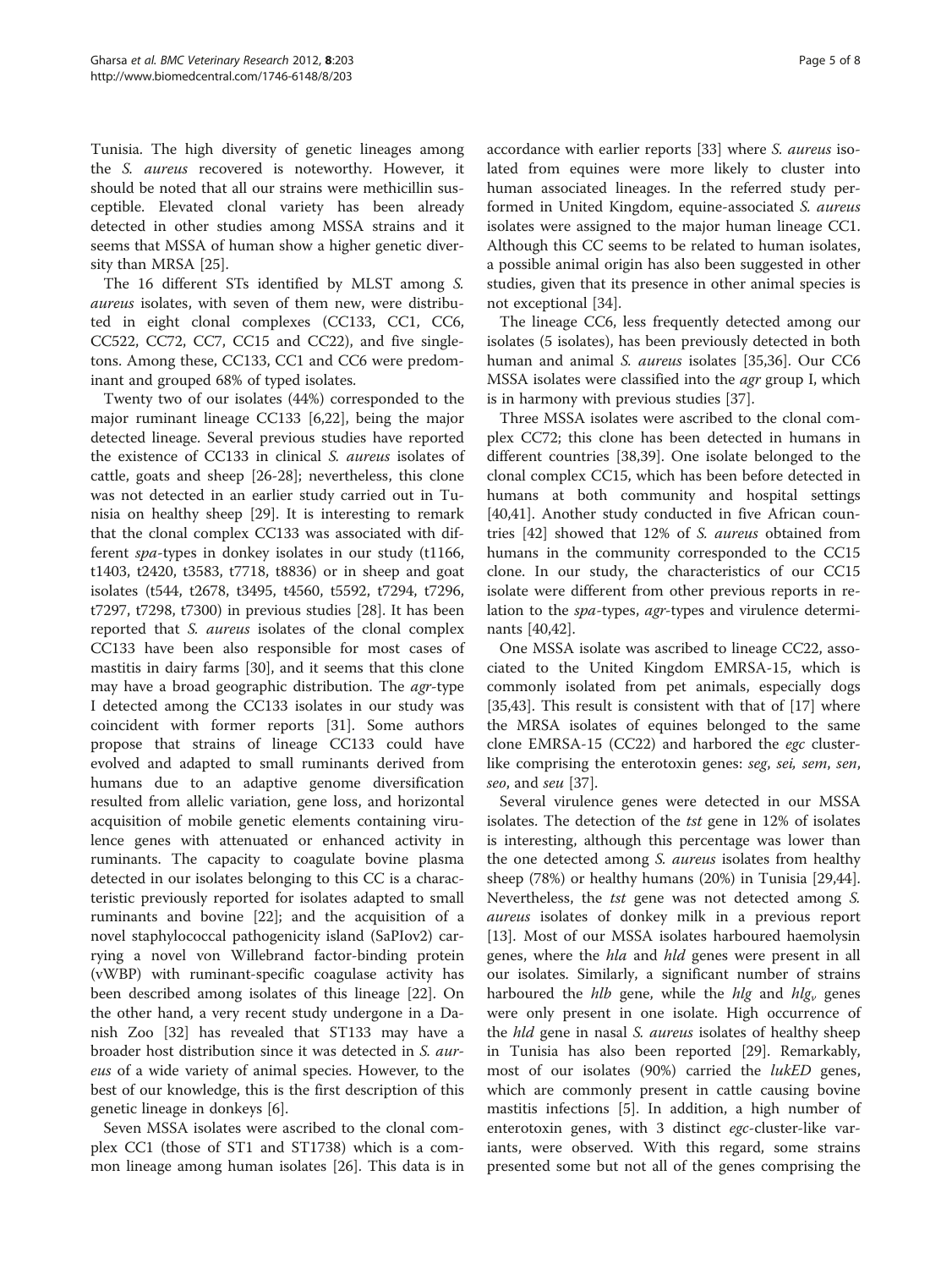Tunisia. The high diversity of genetic lineages among the *S. aureus* recovered is noteworthy. However, it should be noted that all our strains were methicillin susceptible. Elevated clonal variety has been already detected in other studies among MSSA strains and it seems that MSSA of human show a higher genetic diversity than MRSA [25].

The 16 different STs identified by MLST among *S. aureus* isolates, with seven of them new, were distributed in eight clonal complexes (CC133, CC1, CC6, CC522, CC72, CC7, CC15 and CC22), and five singletons. Among these, CC133, CC1 and CC6 were predominant and grouped 68% of typed isolates.

Twenty two of our isolates (44%) corresponded to the major ruminant lineage CC133 [6,22], being the major detected lineage. Several previous studies have reported the existence of CC133 in clinical *S. aureus* isolates of cattle, goats and sheep [26-28]; nevertheless, this clone was not detected in an earlier study carried out in Tunisia on healthy sheep [29]. It is interesting to remark that the clonal complex CC133 was associated with different *spa*-types in donkey isolates in our study (t1166, t1403, t2420, t3583, t7718, t8836) or in sheep and goat isolates (t544, t2678, t3495, t4560, t5592, t7294, t7296, t7297, t7298, t7300) in previous studies [28]. It has been reported that *S. aureus* isolates of the clonal complex CC133 have been also responsible for most cases of mastitis in dairy farms [30], and it seems that this clone may have a broad geographic distribution. The *agr*-type I detected among the CC133 isolates in our study was coincident with former reports [31]. Some authors propose that strains of lineage CC133 could have evolved and adapted to small ruminants derived from humans due to an adaptive genome diversification resulted from allelic variation, gene loss, and horizontal acquisition of mobile genetic elements containing virulence genes with attenuated or enhanced activity in ruminants. The capacity to coagulate bovine plasma detected in our isolates belonging to this CC is a characteristic previously reported for isolates adapted to small ruminants and bovine [22]; and the acquisition of a novel staphylococcal pathogenicity island (SaPIov2) carrying a novel von Willebrand factor-binding protein (vWBP) with ruminant-specific coagulase activity has been described among isolates of this lineage [22]. On the other hand, a very recent study undergone in a Danish Zoo [32] has revealed that ST133 may have a broader host distribution since it was detected in *S. aureus* of a wide variety of animal species. However, to the best of our knowledge, this is the first description of this genetic lineage in donkeys [6].

Seven MSSA isolates were ascribed to the clonal complex CC1 (those of ST1 and ST1738) which is a common lineage among human isolates [26]. This data is in accordance with earlier reports [33] where *S. aureus* isolated from equines were more likely to cluster into human associated lineages. In the referred study performed in United Kingdom, equine-associated *S. aureus* isolates were assigned to the major human lineage CC1. Although this CC seems to be related to human isolates, a possible animal origin has also been suggested in other studies, given that its presence in other animal species is not exceptional [34].

The lineage CC6, less frequently detected among our isolates (5 isolates), has been previously detected in both human and animal *S. aureus* isolates [35,36]. Our CC6 MSSA isolates were classified into the *agr* group I, which is in harmony with previous studies [37].

Three MSSA isolates were ascribed to the clonal complex CC72; this clone has been detected in humans in different countries [38,39]. One isolate belonged to the clonal complex CC15, which has been before detected in humans at both community and hospital settings [40,41]. Another study conducted in five African countries [42] showed that 12% of *S. aureus* obtained from humans in the community corresponded to the CC15 clone. In our study, the characteristics of our CC15 isolate were different from other previous reports in relation to the *spa*-types, *agr*-types and virulence determinants [40,42].

One MSSA isolate was ascribed to lineage CC22, associated to the United Kingdom EMRSA-15, which is commonly isolated from pet animals, especially dogs [35,43]. This result is consistent with that of [17] where the MRSA isolates of equines belonged to the same clone EMRSA-15 (CC22) and harbored the *egc* cluster-like comprising the enterotoxin genes: *seg*, *sei*, *sem*, *sen*, *seo*, and *seu* [37].

Several virulence genes were detected in our MSSA isolates. The detection of the *tst* gene in 12% of isolates is interesting, although this percentage was lower than the one detected among *S. aureus* isolates from healthy sheep (78%) or healthy humans (20%) in Tunisia [29,44]. Nevertheless, the *tst* gene was not detected among *S. aureus* isolates of donkey milk in a previous report [13]. Most of our MSSA isolates harboured haemolysin genes, where the *hla* and *hld* genes were present in all our isolates. Similarly, a significant number of strains harboured the *hlb* gene, while the *hlg* and $hlg_v$ genes were only present in one isolate. High occurrence of the *hld* gene in nasal *S. aureus* isolates of healthy sheep in Tunisia has also been reported [29]. Remarkably, most of our isolates (90%) carried the *lukED* genes, which are commonly present in cattle causing bovine mastitis infections [5]. In addition, a high number of enterotoxin genes, with 3 distinct *egc*-cluster-like variants, were observed. With this regard, some strains presented some but not all of the genes comprising the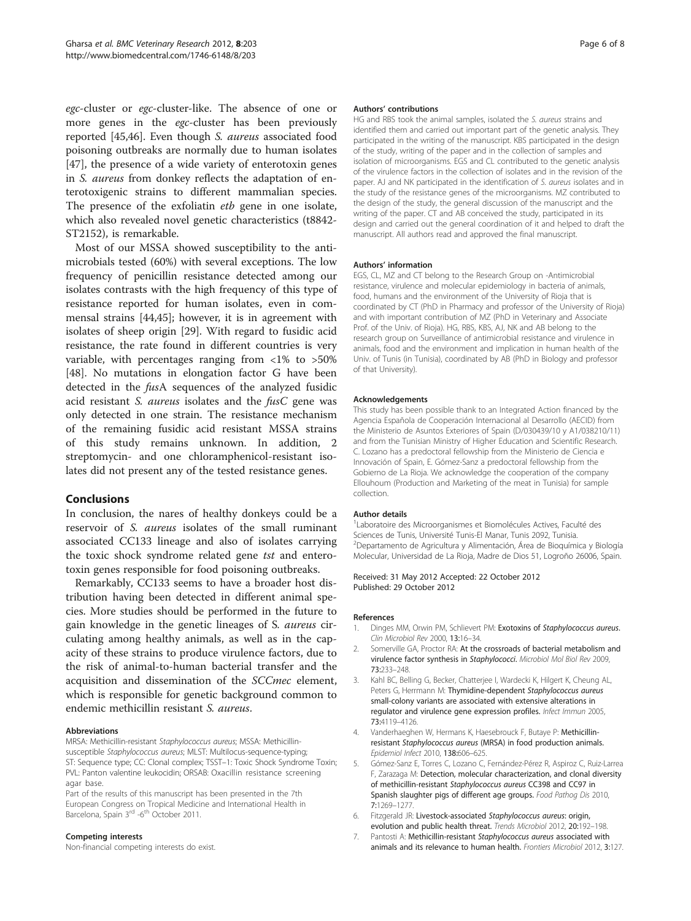*egc*-cluster or *egc*-cluster-like. The absence of one or more genes in the *egc*-cluster has been previously reported [45,46]. Even though *S. aureus* associated food poisoning outbreaks are normally due to human isolates [47], the presence of a wide variety of enterotoxin genes in *S. aureus* from donkey reflects the adaptation of enterotoxigenic strains to different mammalian species. The presence of the exfoliatin *etb* gene in one isolate, which also revealed novel genetic characteristics (t8842-ST2152), is remarkable.

Most of our MSSA showed susceptibility to the antimicrobials tested (60%) with several exceptions. The low frequency of penicillin resistance detected among our isolates contrasts with the high frequency of this type of resistance reported for human isolates, even in commensal strains [44,45]; however, it is in agreement with isolates of sheep origin [29]. With regard to fusidic acid resistance, the rate found in different countries is very variable, with percentages ranging from <1% to >50% [48]. No mutations in elongation factor G have been detected in the *fus*A sequences of the analyzed fusidic acid resistant *S. aureus* isolates and the *fusC* gene was only detected in one strain. The resistance mechanism of the remaining fusidic acid resistant MSSA strains of this study remains unknown. In addition, 2 streptomycin- and one chloramphenicol-resistant isolates did not present any of the tested resistance genes.

## Conclusions

In conclusion, the nares of healthy donkeys could be a reservoir of *S. aureus* isolates of the small ruminant associated CC133 lineage and also of isolates carrying the toxic shock syndrome related gene *tst* and enterotoxin genes responsible for food poisoning outbreaks.

Remarkably, CC133 seems to have a broader host distribution having been detected in different animal species. More studies should be performed in the future to gain knowledge in the genetic lineages of S. *aureus* circulating among healthy animals, as well as in the capacity of these strains to produce virulence factors, due to the risk of animal-to-human bacterial transfer and the acquisition and dissemination of the *SCCmec* element, which is responsible for genetic background common to endemic methicillin resistant *S. aureus*.

#### Abbreviations

MRSA: Methicillin-resistant *Staphylococcus aureus*; MSSA: Methicillin-susceptible *Staphylococcus aureus*; MLST: Multilocus-sequence-typing; ST: Sequence type; CC: Clonal complex; TSST–1: Toxic Shock Syndrome Toxin; PVL: Panton valentine leukocidin; ORSAB: Oxacillin resistance screening agar base.

Part of the results of this manuscript has been presented in the 7th European Congress on Tropical Medicine and International Health in Barcelona, Spain 3rd -6th October 2011.

#### Competing interests

Non-financial competing interests do exist.

#### Authors' contributions

HG and RBS took the animal samples, isolated the *S. aureus* strains and identified them and carried out important part of the genetic analysis. They participated in the writing of the manuscript. KBS participated in the design of the study, writing of the paper and in the collection of samples and isolation of microorganisms. EGS and CL contributed to the genetic analysis of the virulence factors in the collection of isolates and in the revision of the paper. AJ and NK participated in the identification of *S. aureus* isolates and in the study of the resistance genes of the microorganisms. MZ contributed to the design of the study, the general discussion of the manuscript and the writing of the paper. CT and AB conceived the study, participated in its design and carried out the general coordination of it and helped to draft the manuscript. All authors read and approved the final manuscript.

#### Authors' information

EGS, CL, MZ and CT belong to the Research Group on -Antimicrobial resistance, virulence and molecular epidemiology in bacteria of animals, food, humans and the environment of the University of Rioja that is coordinated by CT (PhD in Pharmacy and professor of the University of Rioja) and with important contribution of MZ (PhD in Veterinary and Associate Prof. of the Univ. of Rioja). HG, RBS, KBS, AJ, NK and AB belong to the research group on Surveillance of antimicrobial resistance and virulence in animals, food and the environment and implication in human health of the Univ. of Tunis (in Tunisia), coordinated by AB (PhD in Biology and professor of that University).

#### Acknowledgements

This study has been possible thank to an Integrated Action financed by the Agencia Española de Cooperación Internacional al Desarrollo (AECID) from the Ministerio de Asuntos Exteriores of Spain (D/030439/10 y A1/038210/11) and from the Tunisian Ministry of Higher Education and Scientific Research. C. Lozano has a predoctoral fellowship from the Ministerio de Ciencia e Innovación of Spain, E. Gómez-Sanz a predoctoral fellowship from the Gobierno de La Rioja. We acknowledge the cooperation of the company Ellouhoum (Production and Marketing of the meat in Tunisia) for sample collection.

#### Author details

[1]Laboratoire des Microorganismes et Biomolécules Actives, Faculté des Sciences de Tunis, Université Tunis-El Manar, Tunis 2092, Tunisia. [2]Departamento de Agricultura y Alimentación, Área de Bioquímica y Biología Molecular, Universidad de La Rioja, Madre de Dios 51, Logroño 26006, Spain.

Received: 31 May 2012 Accepted: 22 October 2012
Published: 29 October 2012

#### References

1. Dinges MM, Orwin PM, Schlievert PM: **Exotoxins of *Staphylococcus aureus*.** *Clin Microbiol Rev* 2000, **13:**16–34.
2. Somerville GA, Proctor RA: **At the crossroads of bacterial metabolism and virulence factor synthesis in *Staphylococci*.** *Microbiol Mol Biol Rev* 2009, **73:**233–248.
3. Kahl BC, Belling G, Becker, Chatterjee I, Wardecki K, Hilgert K, Cheung AL, Peters G, Herrmann M: **Thymidine-dependent *Staphylococcus aureus* small-colony variants are associated with extensive alterations in regulator and virulence gene expression profiles.** *Infect Immun* 2005, **73:**4119–4126.
4. Vanderhaeghen W, Hermans K, Haesebrouck F, Butaye P: **Methicillin-resistant *Staphylococcus aureus* (MRSA) in food production animals.** *Epidemiol Infect* 2010, **138:**606–625.
5. Gómez-Sanz E, Torres C, Lozano C, Fernández-Pérez R, Aspiroz C, Ruiz-Larrea F, Zarazaga M: **Detection, molecular characterization, and clonal diversity of methicillin-resistant *Staphylococcus aureus* CC398 and CC97 in Spanish slaughter pigs of different age groups.** *Food Pathog Dis* 2010, **7:**1269–1277.
6. Fitzgerald JR: **Livestock-associated *Staphylococcus aureus*: origin, evolution and public health threat.** *Trends Microbiol* 2012, **20:**192–198.
7. Pantosti A: **Methicillin-resistant *Staphylococcus aureus* associated with animals and its relevance to human health.** *Frontiers Microbiol* 2012, **3:**127.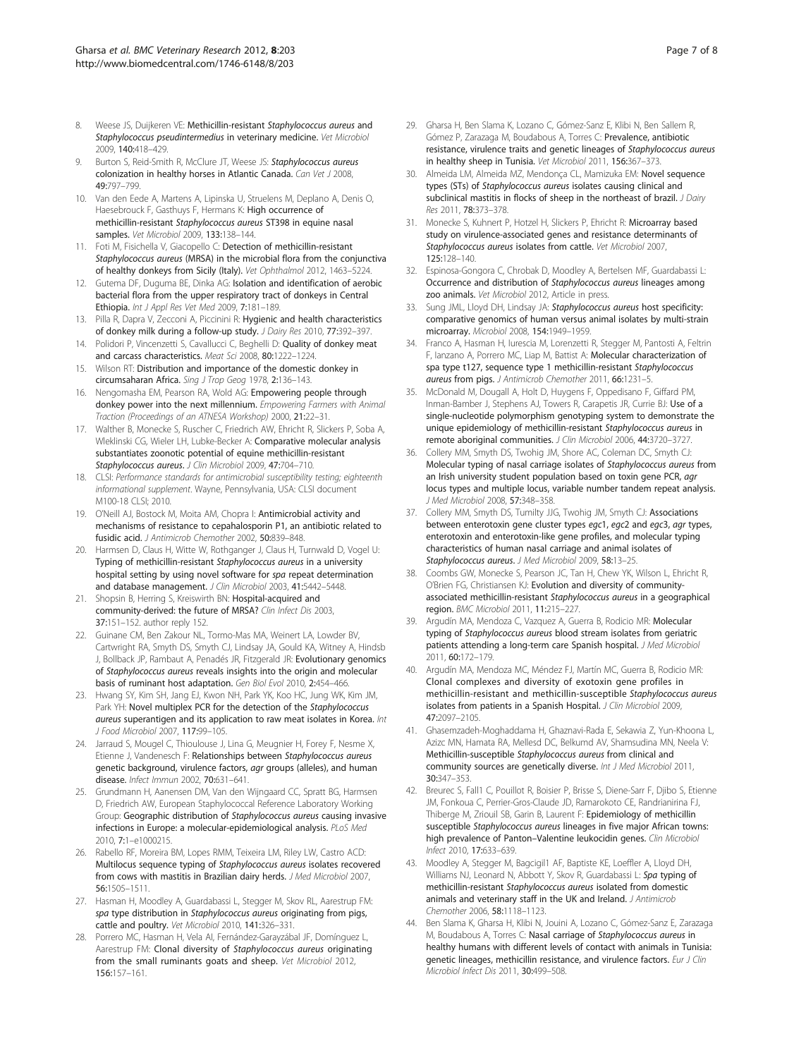8. Weese JS, Duijkeren VE: **Methicillin-resistant *Staphylococcus aureus* and *Staphylococcus pseudintermedius* in veterinary medicine.** *Vet Microbiol* 2009, **140:**418–429.
9. Burton S, Reid-Smith R, McClure JT, Weese JS: ***Staphylococcus aureus* colonization in healthy horses in Atlantic Canada.** *Can Vet J* 2008, **49:**797–799.
10. Van den Eede A, Martens A, Lipinska U, Struelens M, Deplano A, Denis O, Haesebrouck F, Gasthuys F, Hermans K: **High occurrence of methicillin-resistant *Staphylococcus aureus* ST398 in equine nasal samples.** *Vet Microbiol* 2009, **133:**138–144.
11. Foti M, Fisichella V, Giacopello C: **Detection of methicillin-resistant *Staphylococcus aureus* (MRSA) in the microbial flora from the conjunctiva of healthy donkeys from Sicily (Italy).** *Vet Ophthalmol* 2012, 1463–5224.
12. Gutema DF, Duguma BE, Dinka AG: **Isolation and identification of aerobic bacterial flora from the upper respiratory tract of donkeys in Central Ethiopia.** *Int J Appl Res Vet Med* 2009, **7:**181–189.
13. Pilla R, Dapra V, Zecconi A, Piccinini R: **Hygienic and health characteristics of donkey milk during a follow-up study.** *J Dairy Res* 2010, **77:**392–397.
14. Polidori P, Vincenzetti S, Cavallucci C, Beghelli D: **Quality of donkey meat and carcass characteristics.** *Meat Sci* 2008, **80:**1222–1224.
15. Wilson RT: **Distribution and importance of the domestic donkey in circumsaharan Africa.** *Sing J Trop Geog* 1978, **2:**136–143.
16. Nengomasha EM, Pearson RA, Wold AG: **Empowering people through donkey power into the next millennium.** *Empowering Farmers with Animal Traction (Proceedings of an ATNESA Workshop)* 2000, **21:**22–31.
17. Walther B, Monecke S, Ruscher C, Friedrich AW, Ehricht R, Slickers P, Soba A, Wleklinski CG, Wieler LH, Lubke-Becker A: **Comparative molecular analysis substantiates zoonotic potential of equine methicillin-resistant *Staphylococcus aureus*.** *J Clin Microbiol* 2009, **47:**704–710.
18. CLSI: *Performance standards for antimicrobial susceptibility testing; eighteenth informational supplement*. Wayne, Pennsylvania, USA: CLSI document M100-18 CLSI; 2010.
19. O'Neill AJ, Bostock M, Moita AM, Chopra I: **Antimicrobial activity and mechanisms of resistance to cepahalosporin P1, an antibiotic related to fusidic acid.** *J Antimicrob Chemother* 2002, **50:**839–848.
20. Harmsen D, Claus H, Witte W, Rothganger J, Claus H, Turnwald D, Vogel U: **Typing of methicillin-resistant *Staphylococcus aureus* in a university hospital setting by using novel software for *spa* repeat determination and database management.** *J Clin Microbiol* 2003, **41:**5442–5448.
21. Shopsin B, Herring S, Kreiswirth BN: **Hospital-acquired and community-derived: the future of MRSA?** *Clin Infect Dis* 2003, **37:**151–152. author reply 152.
22. Guinane CM, Ben Zakour NL, Tormo-Mas MA, Weinert LA, Lowder BV, Cartwright RA, Smyth DS, Smyth CJ, Lindsay JA, Gould KA, Witney A, Hindsb J, Bollback JP, Rambaut A, Penadés JR, Fitzgerald JR: **Evolutionary genomics of *Staphylococcus aureus* reveals insights into the origin and molecular basis of ruminant host adaptation.** *Gen Biol Evol* 2010, **2:**454–466.
23. Hwang SY, Kim SH, Jang EJ, Kwon NH, Park YK, Koo HC, Jung WK, Kim JM, Park YH: **Novel multiplex PCR for the detection of the *Staphylococcus aureus* superantigen and its application to raw meat isolates in Korea.** *Int J Food Microbiol* 2007, **117:**99–105.
24. Jarraud S, Mougel C, Thioulouse J, Lina G, Meugnier H, Forey F, Nesme X, Etienne J, Vandenesch F: **Relationships between *Staphylococcus aureus* genetic background, virulence factors, *agr* groups (alleles), and human disease.** *Infect Immun* 2002, **70:**631–641.
25. Grundmann H, Aanensen DM, Van den Wijngaard CC, Spratt BG, Harmsen D, Friedrich AW, European Staphylococcal Reference Laboratory Working Group: **Geographic distribution of *Staphylococcus aureus* causing invasive infections in Europe: a molecular-epidemiological analysis.** *PLoS Med* 2010, **7:**1–e1000215.
26. Rabello RF, Moreira BM, Lopes RMM, Teixeira LM, Riley LW, Castro ACD: **Multilocus sequence typing of *Staphylococcus aureus* isolates recovered from cows with mastitis in Brazilian dairy herds.** *J Med Microbiol* 2007, **56:**1505–1511.
27. Hasman H, Moodley A, Guardabassi L, Stegger M, Skov RL, Aarestrup FM: ***spa* type distribution in *Staphylococcus aureus* originating from pigs, cattle and poultry.** *Vet Microbiol* 2010, **141:**326–331.
28. Porrero MC, Hasman H, Vela AI, Fernández-Garayzábal JF, Domínguez L, Aarestrup FM: **Clonal diversity of *Staphylococcus aureus* originating from the small ruminants goats and sheep.** *Vet Microbiol* 2012, **156:**157–161.
29. Gharsa H, Ben Slama K, Lozano C, Gómez-Sanz E, Klibi N, Ben Sallem R, Gómez P, Zarazaga M, Boudabous A, Torres C: **Prevalence, antibiotic resistance, virulence traits and genetic lineages of *Staphylococcus aureus* in healthy sheep in Tunisia.** *Vet Microbiol* 2011, **156:**367–373.
30. Almeida LM, Almeida MZ, Mendonça CL, Mamizuka EM: **Novel sequence types (STs) of *Staphylococcus aureus* isolates causing clinical and subclinical mastitis in flocks of sheep in the northeast of brazil.** *J Dairy Res* 2011, **78:**373–378.
31. Monecke S, Kuhnert P, Hotzel H, Slickers P, Ehricht R: **Microarray based study on virulence-associated genes and resistance determinants of *Staphylococcus aureus* isolates from cattle.** *Vet Microbiol* 2007, **125:**128–140.
32. Espinosa-Gongora C, Chrobak D, Moodley A, Bertelsen MF, Guardabassi L: **Occurrence and distribution of *Staphylococcus aureus* lineages among zoo animals.** *Vet Microbiol* 2012, Article in press.
33. Sung JML, Lloyd DH, Lindsay JA: ***Staphylococcus aureus* host specificity: comparative genomics of human versus animal isolates by multi-strain microarray.** *Microbiol* 2008, **154:**1949–1959.
34. Franco A, Hasman H, Iurescia M, Lorenzetti R, Stegger M, Pantosti A, Feltrin F, Ianzano A, Porrero MC, Liap M, Battist A: **Molecular characterization of spa type t127, sequence type 1 methicillin-resistant *Staphylococcus aureus* from pigs.** *J Antimicrob Chemother* 2011, **66:**1231–5.
35. McDonald M, Dougall A, Holt D, Huygens F, Oppedisano F, Giffard PM, Inman-Bamber J, Stephens AJ, Towers R, Carapetis JR, Currie BJ: **Use of a single-nucleotide polymorphism genotyping system to demonstrate the unique epidemiology of methicillin-resistant *Staphylococcus aureus* in remote aboriginal communities.** *J Clin Microbiol* 2006, **44:**3720–3727.
36. Collery MM, Smyth DS, Twohig JM, Shore AC, Coleman DC, Smyth CJ: **Molecular typing of nasal carriage isolates of *Staphylococcus aureus* from an Irish university student population based on toxin gene PCR, *agr* locus types and multiple locus, variable number tandem repeat analysis.** *J Med Microbiol* 2008, **57:**348–358.
37. Collery MM, Smyth DS, Tumilty JJG, Twohig JM, Smyth CJ: **Associations between enterotoxin gene cluster types *egc*1, *egc*2 and *egc*3, *agr* types, enterotoxin and enterotoxin-like gene profiles, and molecular typing characteristics of human nasal carriage and animal isolates of *Staphylococcus aureus*.** *J Med Microbiol* 2009, **58:**13–25.
38. Coombs GW, Monecke S, Pearson JC, Tan H, Chew YK, Wilson L, Ehricht R, O'Brien FG, Christiansen KJ: **Evolution and diversity of community-associated methicillin-resistant *Staphylococcus aureus* in a geographical region.** *BMC Microbiol* 2011, **11:**215–227.
39. Argudín MA, Mendoza C, Vazquez A, Guerra B, Rodicio MR: **Molecular typing of *Staphylococcus aureus* blood stream isolates from geriatric patients attending a long-term care Spanish hospital.** *J Med Microbiol* 2011, **60:**172–179.
40. Argudín MA, Mendoza MC, Méndez FJ, Martín MC, Guerra B, Rodicio MR: **Clonal complexes and diversity of exotoxin gene profiles in methicillin-resistant and methicillin-susceptible *Staphylococcus aureus* isolates from patients in a Spanish Hospital.** *J Clin Microbiol* 2009, **47:**2097–2105.
41. Ghasemzadeh-Moghaddama H, Ghaznavi-Rada E, Sekawia Z, Yun-Khoona L, Azizc MN, Hamata RA, Mellesd DC, Belkumd AV, Shamsudina MN, Neela V: **Methicillin-susceptible *Staphylococcus aureus* from clinical and community sources are genetically diverse.** *Int J Med Microbiol* 2011, **30:**347–353.
42. Breurec S, Fall1 C, Pouillot R, Boisier P, Brisse S, Diene-Sarr F, Djibo S, Etienne JM, Fonkoua C, Perrier-Gros-Claude JD, Ramarokoto CE, Randrianirina FJ, Thiberge M, Zriouil SB, Garin B, Laurent F: **Epidemiology of methicillin susceptible *Staphylococcus aureus* lineages in five major African towns: high prevalence of Panton–Valentine leukocidin genes.** *Clin Microbiol Infect* 2010, **17:**633–639.
43. Moodley A, Stegger M, Bagcigil1 AF, Baptiste KE, Loeffler A, Lloyd DH, Williams NJ, Leonard N, Abbott Y, Skov R, Guardabassi L: ***Spa* typing of methicillin-resistant *Staphylococcus aureus* isolated from domestic animals and veterinary staff in the UK and Ireland.** *J Antimicrob Chemother* 2006, **58:**1118–1123.
44. Ben Slama K, Gharsa H, Klibi N, Jouini A, Lozano C, Gómez-Sanz E, Zarazaga M, Boudabous A, Torres C: **Nasal carriage of *Staphylococcus aureus* in healthy humans with different levels of contact with animals in Tunisia: genetic lineages, methicillin resistance, and virulence factors.** *Eur J Clin Microbiol Infect Dis* 2011, **30:**499–508.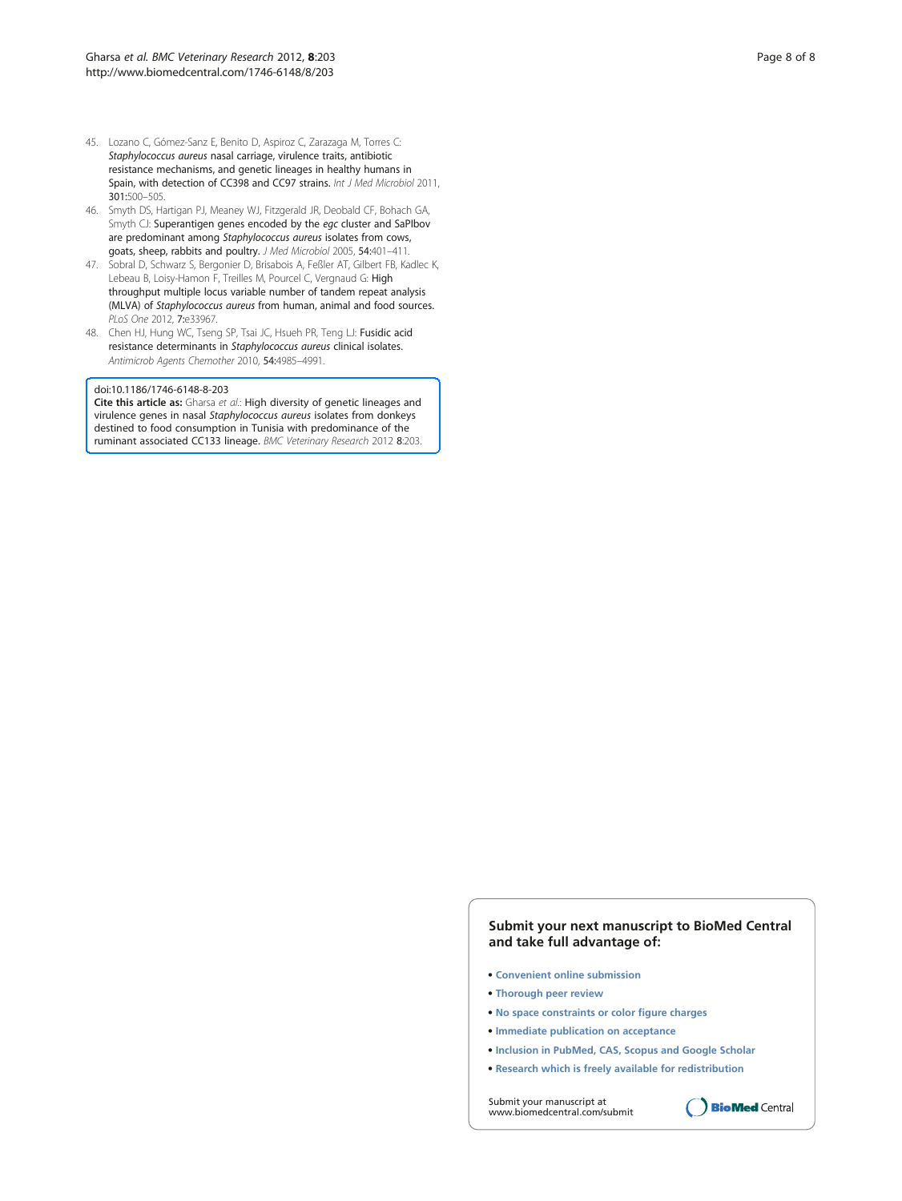45. Lozano C, Gómez-Sanz E, Benito D, Aspiroz C, Zarazaga M, Torres C: *Staphylococcus aureus* nasal carriage, virulence traits, antibiotic resistance mechanisms, and genetic lineages in healthy humans in Spain, with detection of CC398 and CC97 strains. *Int J Med Microbiol* 2011, **301**:500–505.
46. Smyth DS, Hartigan PJ, Meaney WJ, Fitzgerald JR, Deobald CF, Bohach GA, Smyth CJ: Superantigen genes encoded by the *egc* cluster and SaPIbov are predominant among *Staphylococcus aureus* isolates from cows, goats, sheep, rabbits and poultry. *J Med Microbiol* 2005, **54**:401–411.
47. Sobral D, Schwarz S, Bergonier D, Brisabois A, Feßler AT, Gilbert FB, Kadlec K, Lebeau B, Loisy-Hamon F, Treilles M, Pourcel C, Vergnaud G: High throughput multiple locus variable number of tandem repeat analysis (MLVA) of *Staphylococcus aureus* from human, animal and food sources. *PLoS One* 2012, **7**:e33967.
48. Chen HJ, Hung WC, Tseng SP, Tsai JC, Hsueh PR, Teng LJ: Fusidic acid resistance determinants in *Staphylococcus aureus* clinical isolates. *Antimicrob Agents Chemother* 2010, **54**:4985–4991.

doi:10.1186/1746-6148-8-203
**Cite this article as:** Gharsa *et al.*: High diversity of genetic lineages and virulence genes in nasal *Staphylococcus aureus* isolates from donkeys destined to food consumption in Tunisia with predominance of the ruminant associated CC133 lineage. *BMC Veterinary Research* 2012 **8**:203.

**Submit your next manuscript to BioMed Central and take full advantage of:**

- **Convenient online submission**
- **Thorough peer review**
- **No space constraints or color figure charges**
- **Immediate publication on acceptance**
- **Inclusion in PubMed, CAS, Scopus and Google Scholar**
- **Research which is freely available for redistribution**

Submit your manuscript at
www.biomedcentral.com/submit

BioMed Central